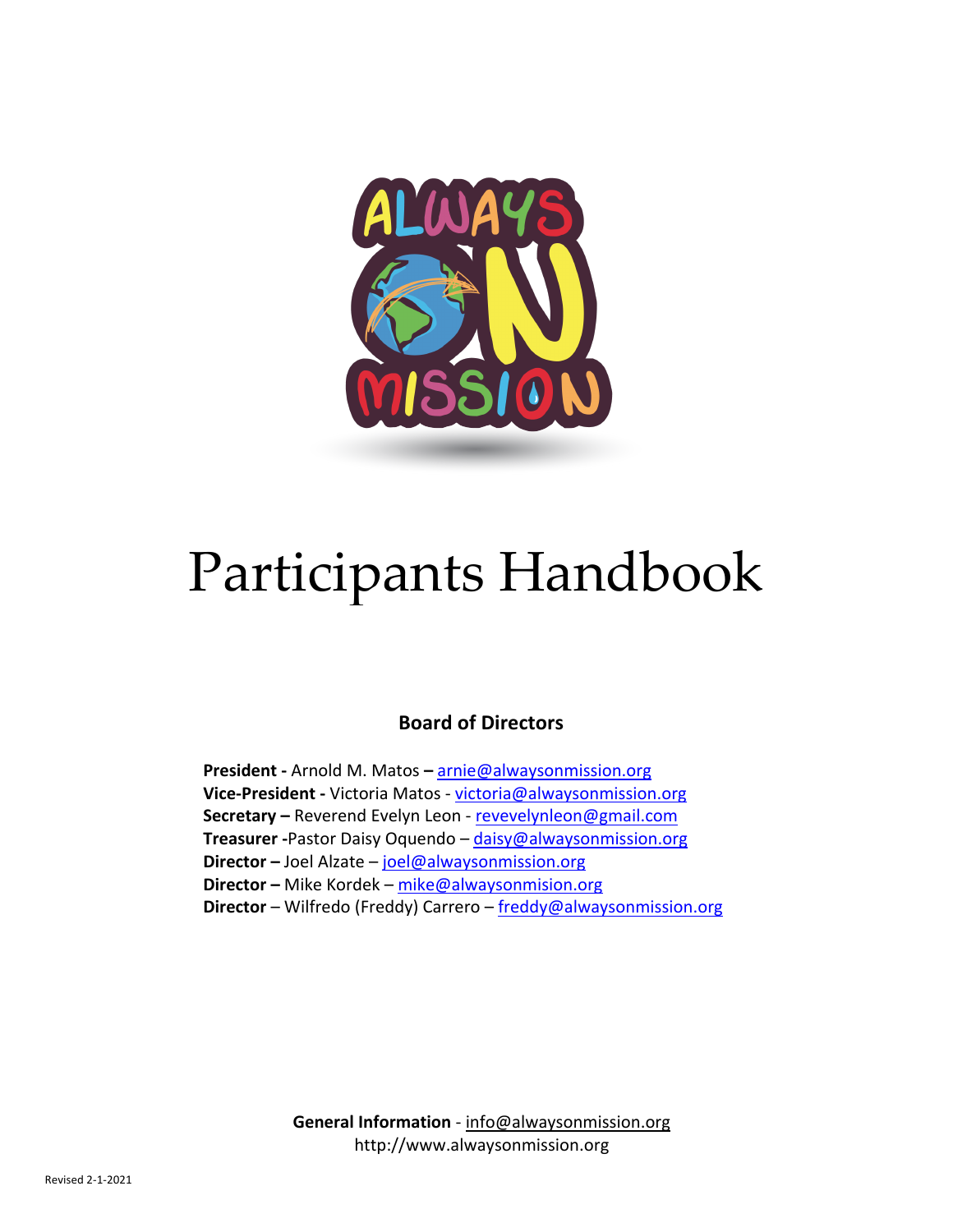# Participants Handbook

## Board of Directors

**President -** Arnold M. Matos **–** arnie@alwaysonmission.org
**Vice-President -** Victoria Matos - victoria@alwaysonmission.org
**Secretary –** Reverend Evelyn Leon - revevelynleon@gmail.com
**Treasurer -**Pastor Daisy Oquendo – daisy@alwaysonmission.org
**Director –** Joel Alzate – joel@alwaysonmission.org
**Director –** Mike Kordek – mike@alwaysonmision.org
**Director** – Wilfredo (Freddy) Carrero – freddy@alwaysonmission.org

**General Information** - info@alwaysonmission.org
http://www.alwaysonmission.org

Revised 2-1-2021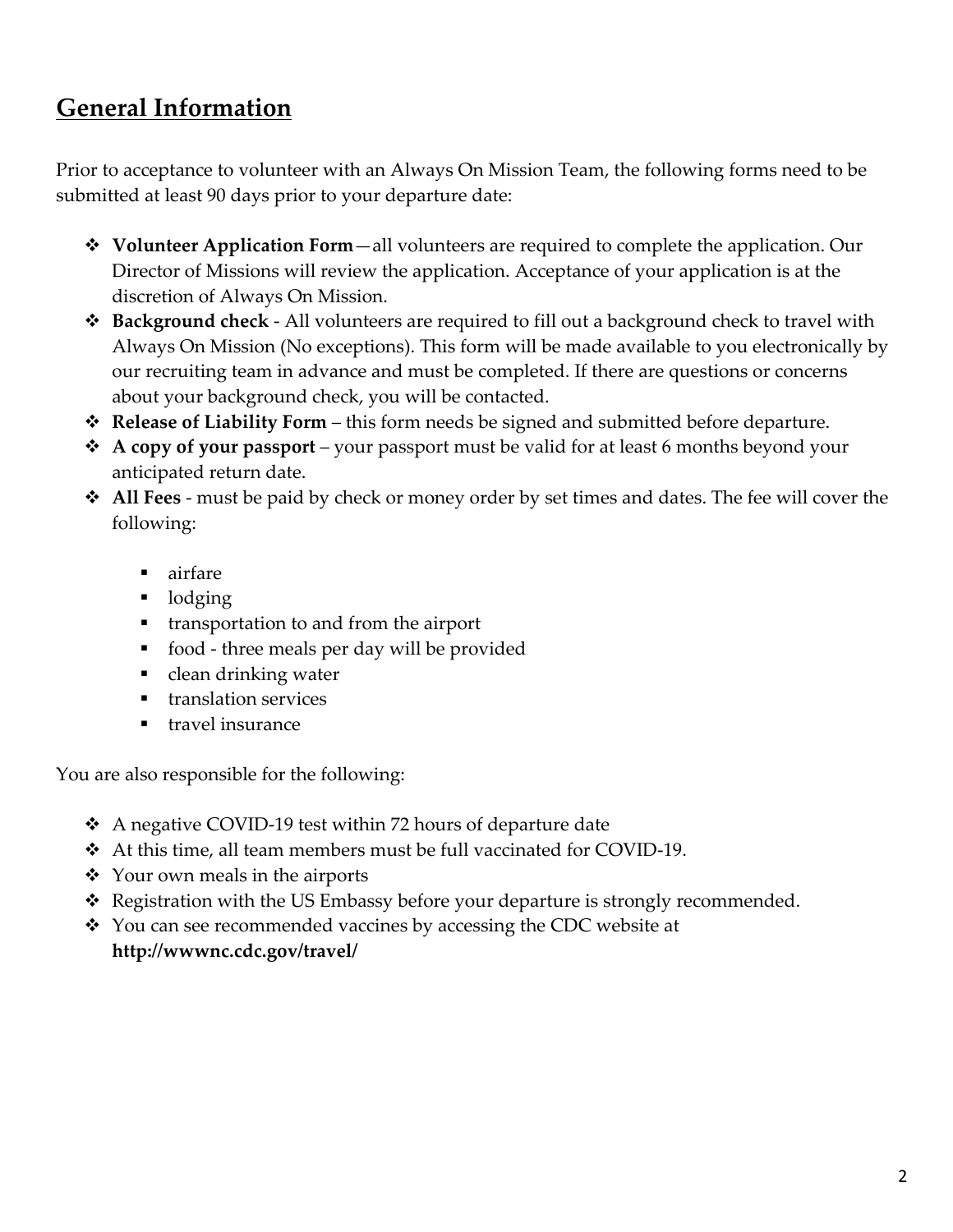## General Information

Prior to acceptance to volunteer with an Always On Mission Team, the following forms need to be submitted at least 90 days prior to your departure date:

- **Volunteer Application Form**—all volunteers are required to complete the application. Our Director of Missions will review the application. Acceptance of your application is at the discretion of Always On Mission.
- **Background check** - All volunteers are required to fill out a background check to travel with Always On Mission (No exceptions). This form will be made available to you electronically by our recruiting team in advance and must be completed. If there are questions or concerns about your background check, you will be contacted.
- **Release of Liability Form** – this form needs be signed and submitted before departure.
- **A copy of your passport** – your passport must be valid for at least 6 months beyond your anticipated return date.
- **All Fees** - must be paid by check or money order by set times and dates. The fee will cover the following:
  - airfare
  - lodging
  - transportation to and from the airport
  - food - three meals per day will be provided
  - clean drinking water
  - translation services
  - travel insurance

You are also responsible for the following:

- A negative COVID-19 test within 72 hours of departure date
- At this time, all team members must be full vaccinated for COVID-19.
- Your own meals in the airports
- Registration with the US Embassy before your departure is strongly recommended.
- You can see recommended vaccines by accessing the CDC website at **http://wwwnc.cdc.gov/travel/**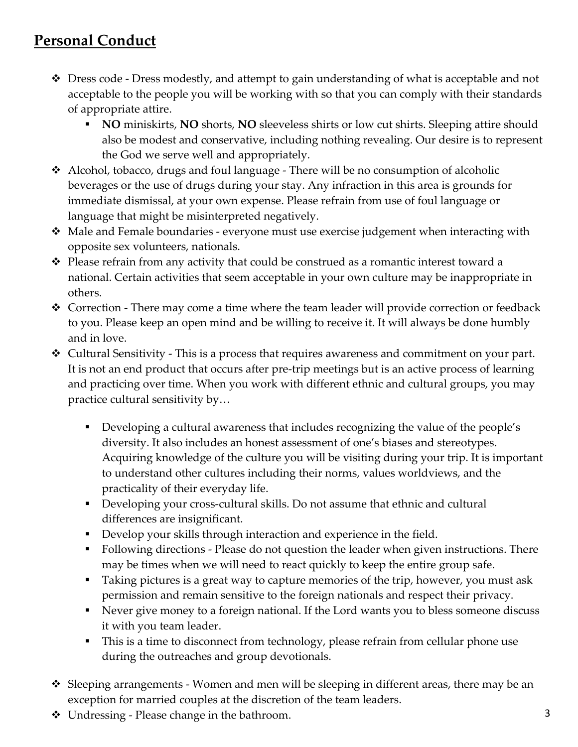## Personal Conduct

- Dress code - Dress modestly, and attempt to gain understanding of what is acceptable and not acceptable to the people you will be working with so that you can comply with their standards of appropriate attire.
    - **NO** miniskirts, **NO** shorts, **NO** sleeveless shirts or low cut shirts. Sleeping attire should also be modest and conservative, including nothing revealing. Our desire is to represent the God we serve well and appropriately.
- Alcohol, tobacco, drugs and foul language - There will be no consumption of alcoholic beverages or the use of drugs during your stay. Any infraction in this area is grounds for immediate dismissal, at your own expense. Please refrain from use of foul language or language that might be misinterpreted negatively.
- Male and Female boundaries - everyone must use exercise judgement when interacting with opposite sex volunteers, nationals.
- Please refrain from any activity that could be construed as a romantic interest toward a national. Certain activities that seem acceptable in your own culture may be inappropriate in others.
- Correction - There may come a time where the team leader will provide correction or feedback to you. Please keep an open mind and be willing to receive it. It will always be done humbly and in love.
- Cultural Sensitivity - This is a process that requires awareness and commitment on your part. It is not an end product that occurs after pre-trip meetings but is an active process of learning and practicing over time. When you work with different ethnic and cultural groups, you may practice cultural sensitivity by…
    - Developing a cultural awareness that includes recognizing the value of the people's diversity. It also includes an honest assessment of one's biases and stereotypes. Acquiring knowledge of the culture you will be visiting during your trip. It is important to understand other cultures including their norms, values worldviews, and the practicality of their everyday life.
    - Developing your cross-cultural skills. Do not assume that ethnic and cultural differences are insignificant.
    - Develop your skills through interaction and experience in the field.
    - Following directions - Please do not question the leader when given instructions. There may be times when we will need to react quickly to keep the entire group safe.
    - Taking pictures is a great way to capture memories of the trip, however, you must ask permission and remain sensitive to the foreign nationals and respect their privacy.
    - Never give money to a foreign national. If the Lord wants you to bless someone discuss it with you team leader.
    - This is a time to disconnect from technology, please refrain from cellular phone use during the outreaches and group devotionals.
- Sleeping arrangements - Women and men will be sleeping in different areas, there may be an exception for married couples at the discretion of the team leaders.
- Undressing - Please change in the bathroom.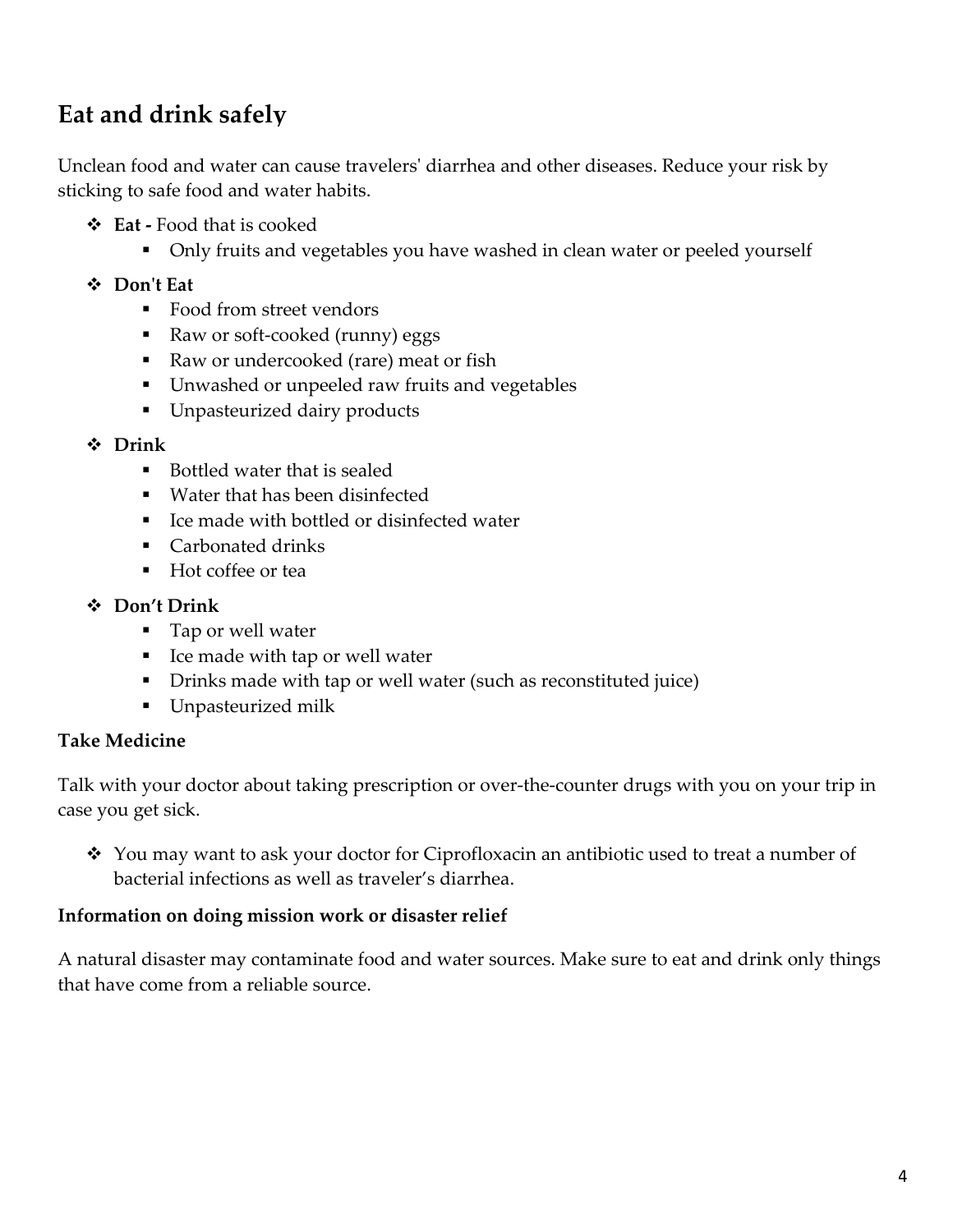## Eat and drink safely

Unclean food and water can cause travelers' diarrhea and other diseases. Reduce your risk by sticking to safe food and water habits.

- **Eat -** Food that is cooked
  - Only fruits and vegetables you have washed in clean water or peeled yourself
- **Don't Eat**
  - Food from street vendors
  - Raw or soft-cooked (runny) eggs
  - Raw or undercooked (rare) meat or fish
  - Unwashed or unpeeled raw fruits and vegetables
  - Unpasteurized dairy products
- **Drink**
  - Bottled water that is sealed
  - Water that has been disinfected
  - Ice made with bottled or disinfected water
  - Carbonated drinks
  - Hot coffee or tea
- **Don't Drink**
  - Tap or well water
  - Ice made with tap or well water
  - Drinks made with tap or well water (such as reconstituted juice)
  - Unpasteurized milk

**Take Medicine**

Talk with your doctor about taking prescription or over-the-counter drugs with you on your trip in case you get sick.

- You may want to ask your doctor for Ciprofloxacin an antibiotic used to treat a number of bacterial infections as well as traveler's diarrhea.

**Information on doing mission work or disaster relief**

A natural disaster may contaminate food and water sources. Make sure to eat and drink only things that have come from a reliable source.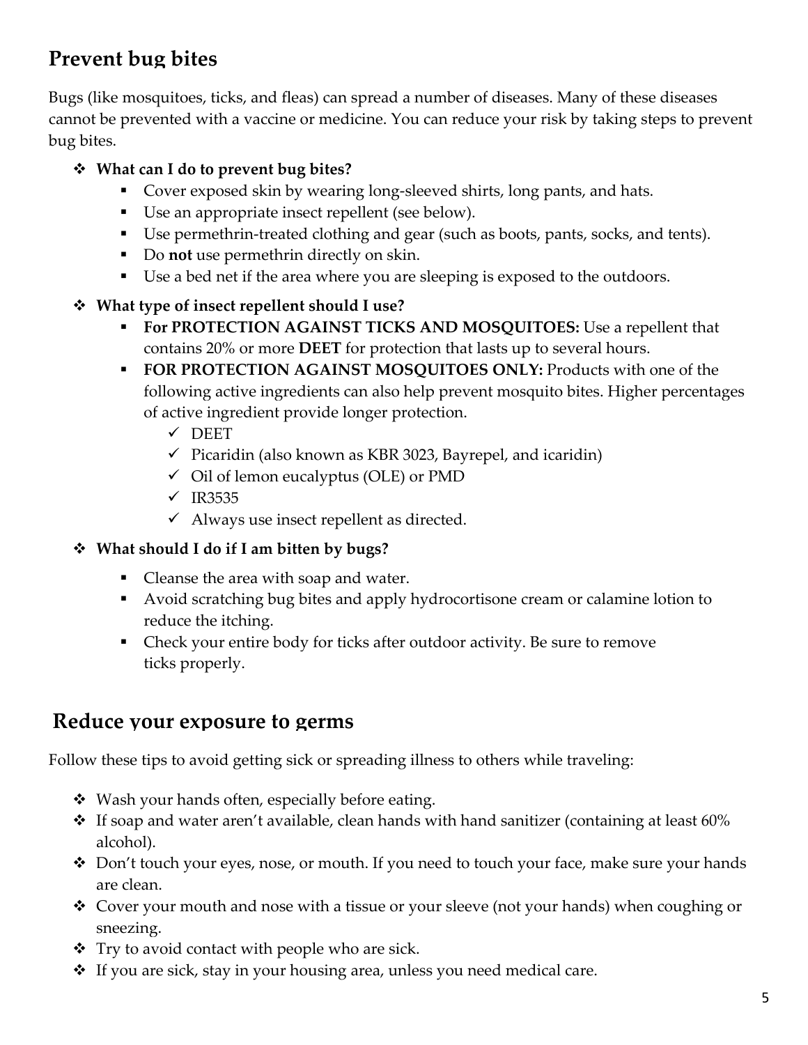## Prevent bug bites

Bugs (like mosquitoes, ticks, and fleas) can spread a number of diseases. Many of these diseases cannot be prevented with a vaccine or medicine. You can reduce your risk by taking steps to prevent bug bites.

- **What can I do to prevent bug bites?**
  - Cover exposed skin by wearing long-sleeved shirts, long pants, and hats.
  - Use an appropriate insect repellent (see below).
  - Use permethrin-treated clothing and gear (such as boots, pants, socks, and tents).
  - Do **not** use permethrin directly on skin.
  - Use a bed net if the area where you are sleeping is exposed to the outdoors.
- **What type of insect repellent should I use?**
  - **For PROTECTION AGAINST TICKS AND MOSQUITOES:** Use a repellent that contains 20% or more **DEET** for protection that lasts up to several hours.
  - **FOR PROTECTION AGAINST MOSQUITOES ONLY:** Products with one of the following active ingredients can also help prevent mosquito bites. Higher percentages of active ingredient provide longer protection.
    - ✓ DEET
    - ✓ Picaridin (also known as KBR 3023, Bayrepel, and icaridin)
    - ✓ Oil of lemon eucalyptus (OLE) or PMD
    - ✓ IR3535
    - ✓ Always use insect repellent as directed.
- **What should I do if I am bitten by bugs?**
  - Cleanse the area with soap and water.
  - Avoid scratching bug bites and apply hydrocortisone cream or calamine lotion to reduce the itching.
  - Check your entire body for ticks after outdoor activity. Be sure to remove ticks properly.

## Reduce your exposure to germs

Follow these tips to avoid getting sick or spreading illness to others while traveling:

- Wash your hands often, especially before eating.
- If soap and water aren't available, clean hands with hand sanitizer (containing at least 60% alcohol).
- Don't touch your eyes, nose, or mouth. If you need to touch your face, make sure your hands are clean.
- Cover your mouth and nose with a tissue or your sleeve (not your hands) when coughing or sneezing.
- Try to avoid contact with people who are sick.
- If you are sick, stay in your housing area, unless you need medical care.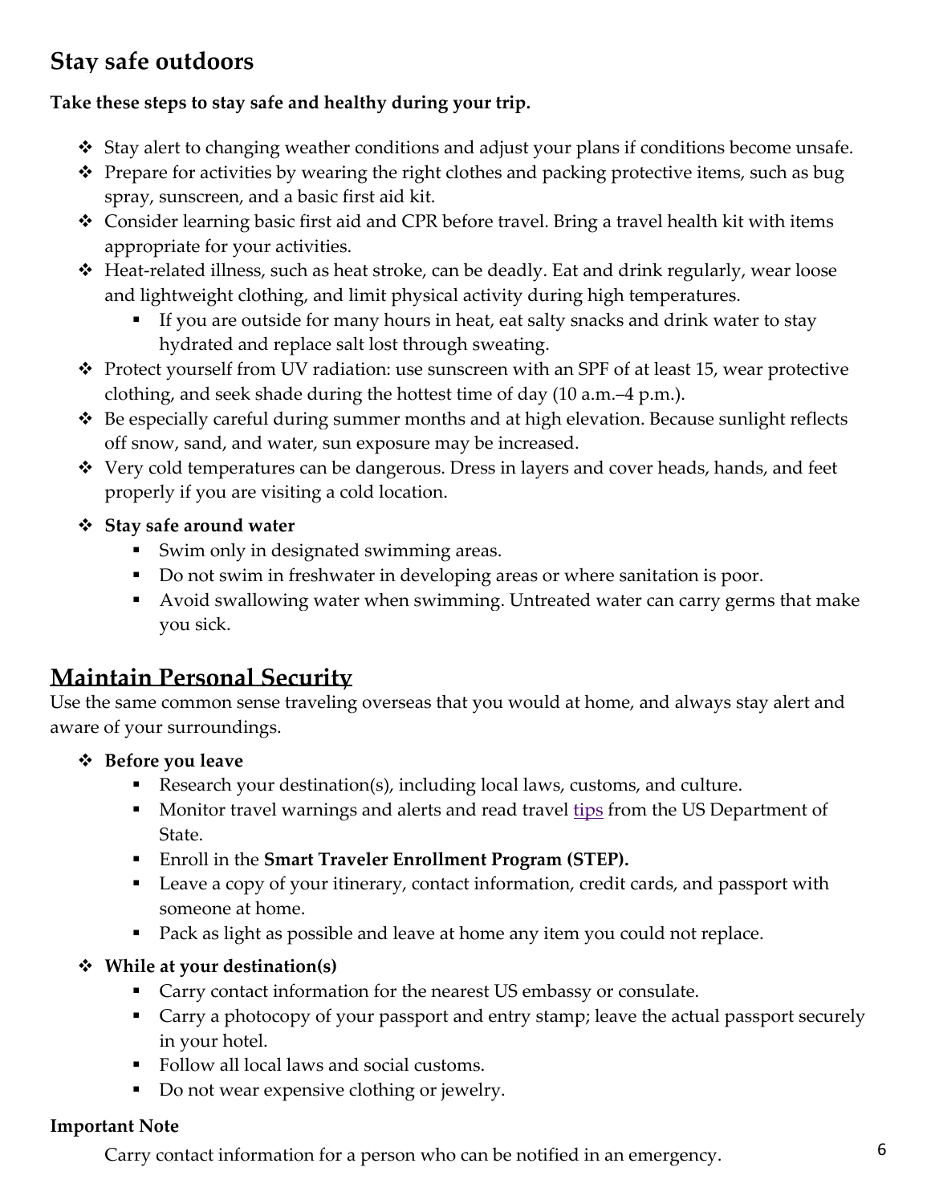## Stay safe outdoors

**Take these steps to stay safe and healthy during your trip.**

- Stay alert to changing weather conditions and adjust your plans if conditions become unsafe.
- Prepare for activities by wearing the right clothes and packing protective items, such as bug spray, sunscreen, and a basic first aid kit.
- Consider learning basic first aid and CPR before travel. Bring a travel health kit with items appropriate for your activities.
- Heat-related illness, such as heat stroke, can be deadly. Eat and drink regularly, wear loose and lightweight clothing, and limit physical activity during high temperatures.
    - If you are outside for many hours in heat, eat salty snacks and drink water to stay hydrated and replace salt lost through sweating.
- Protect yourself from UV radiation: use sunscreen with an SPF of at least 15, wear protective clothing, and seek shade during the hottest time of day (10 a.m.–4 p.m.).
- Be especially careful during summer months and at high elevation. Because sunlight reflects off snow, sand, and water, sun exposure may be increased.
- Very cold temperatures can be dangerous. Dress in layers and cover heads, hands, and feet properly if you are visiting a cold location.
- **Stay safe around water**
    - Swim only in designated swimming areas.
    - Do not swim in freshwater in developing areas or where sanitation is poor.
    - Avoid swallowing water when swimming. Untreated water can carry germs that make you sick.

## Maintain Personal Security

Use the same common sense traveling overseas that you would at home, and always stay alert and aware of your surroundings.

- **Before you leave**
    - Research your destination(s), including local laws, customs, and culture.
    - Monitor travel warnings and alerts and read travel tips from the US Department of State.
    - Enroll in the **Smart Traveler Enrollment Program (STEP).**
    - Leave a copy of your itinerary, contact information, credit cards, and passport with someone at home.
    - Pack as light as possible and leave at home any item you could not replace.
- **While at your destination(s)**
    - Carry contact information for the nearest US embassy or consulate.
    - Carry a photocopy of your passport and entry stamp; leave the actual passport securely in your hotel.
    - Follow all local laws and social customs.
    - Do not wear expensive clothing or jewelry.

**Important Note**

Carry contact information for a person who can be notified in an emergency.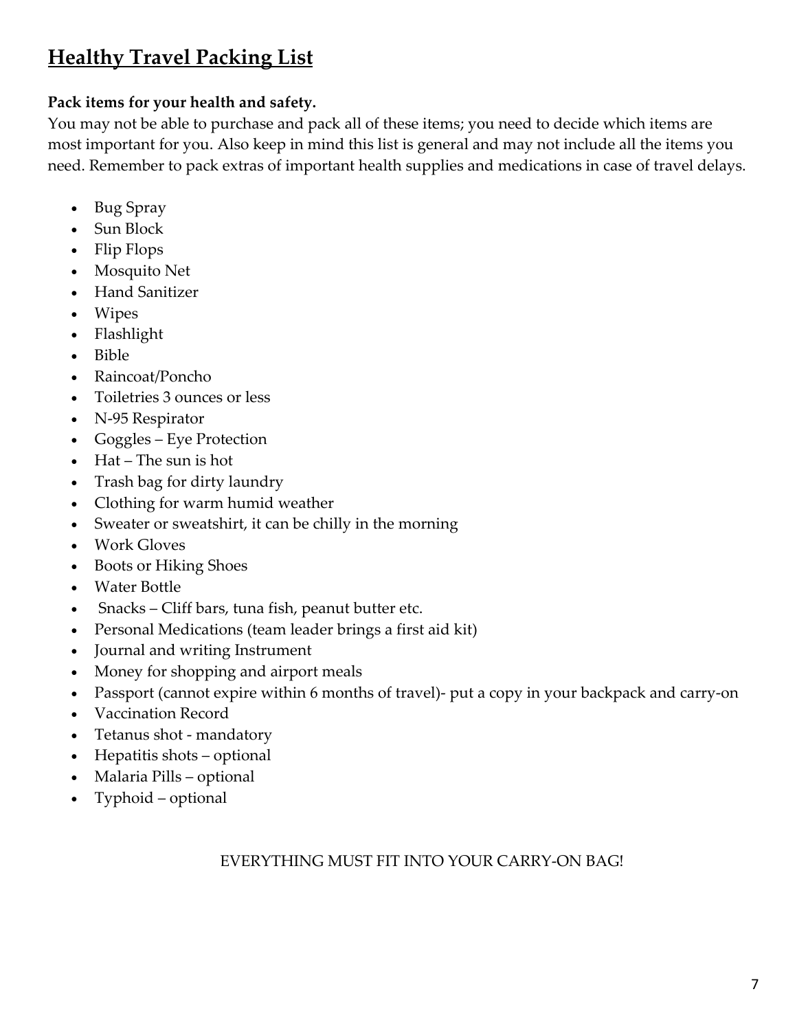## Healthy Travel Packing List

**Pack items for your health and safety.**

You may not be able to purchase and pack all of these items; you need to decide which items are most important for you. Also keep in mind this list is general and may not include all the items you need. Remember to pack extras of important health supplies and medications in case of travel delays.

- Bug Spray
- Sun Block
- Flip Flops
- Mosquito Net
- Hand Sanitizer
- Wipes
- Flashlight
- Bible
- Raincoat/Poncho
- Toiletries 3 ounces or less
- N-95 Respirator
- Goggles – Eye Protection
- Hat – The sun is hot
- Trash bag for dirty laundry
- Clothing for warm humid weather
- Sweater or sweatshirt, it can be chilly in the morning
- Work Gloves
- Boots or Hiking Shoes
- Water Bottle
- Snacks – Cliff bars, tuna fish, peanut butter etc.
- Personal Medications (team leader brings a first aid kit)
- Journal and writing Instrument
- Money for shopping and airport meals
- Passport (cannot expire within 6 months of travel)- put a copy in your backpack and carry-on
- Vaccination Record
- Tetanus shot - mandatory
- Hepatitis shots – optional
- Malaria Pills – optional
- Typhoid – optional

EVERYTHING MUST FIT INTO YOUR CARRY-ON BAG!